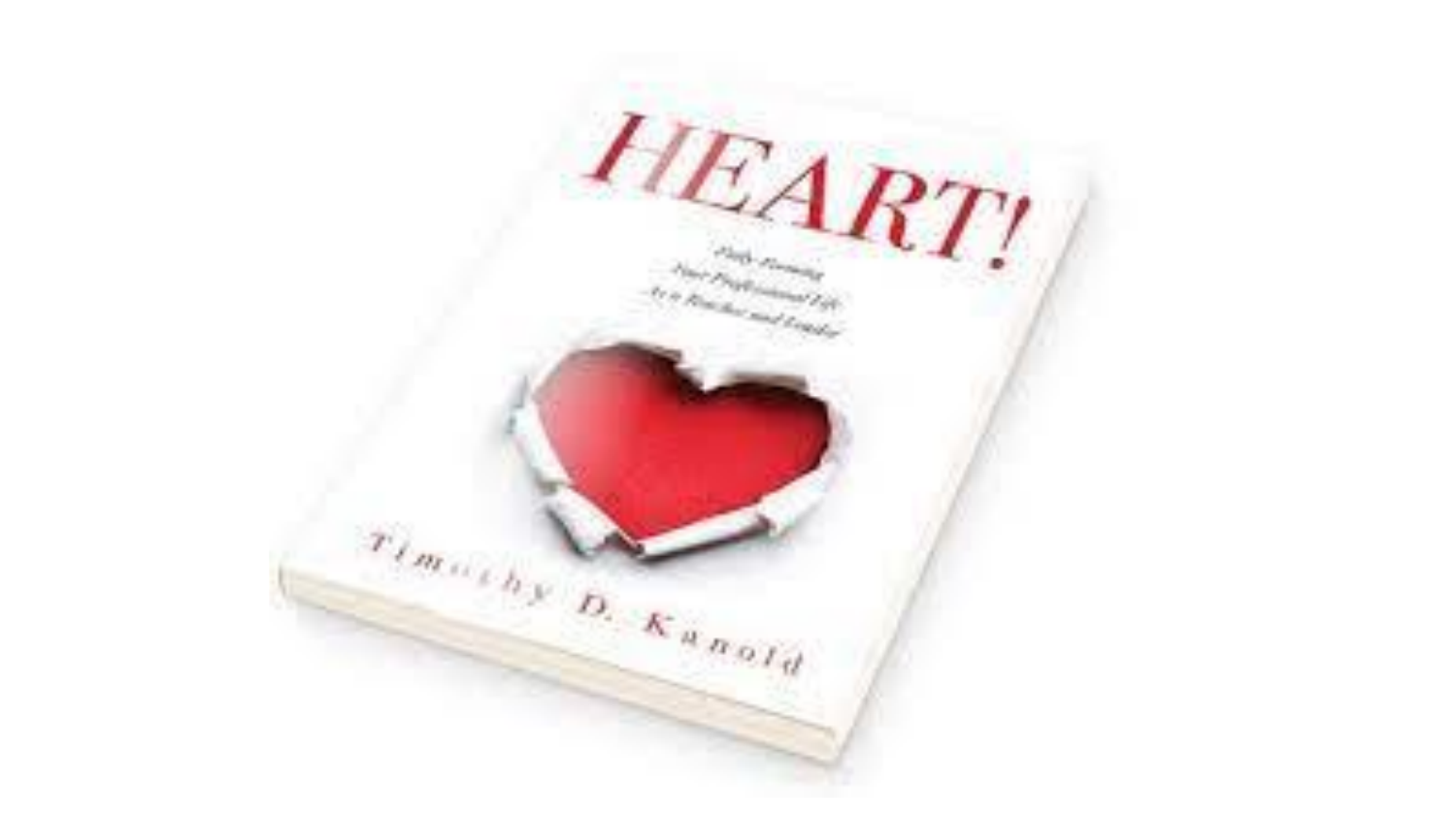# HEART!

*Fully Forming Your Professional Life As a Teacher and Leader*

Timothy D. Kanold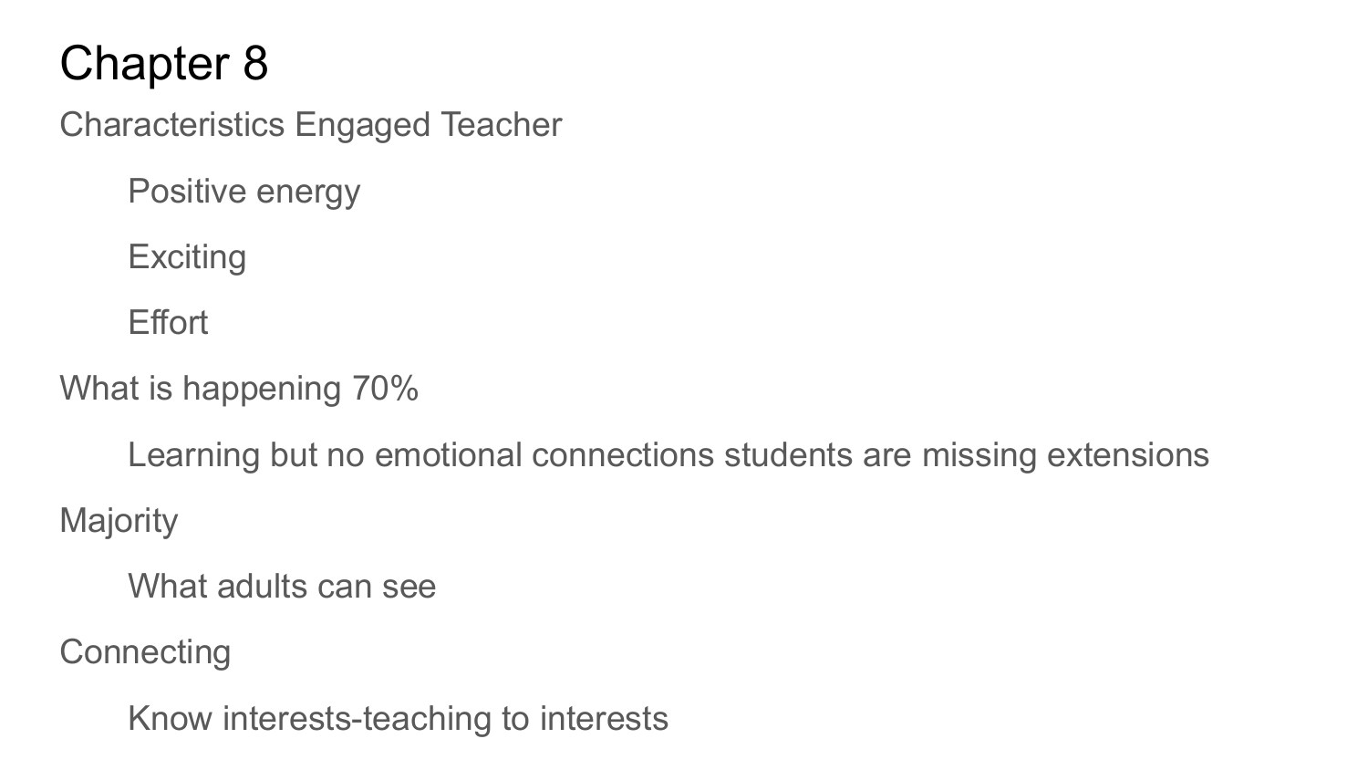# Chapter 8

Characteristics Engaged Teacher

- Positive energy
- Exciting
- Effort

What is happening 70%

- Learning but no emotional connections students are missing extensions

Majority

- What adults can see

Connecting

- Know interests-teaching to interests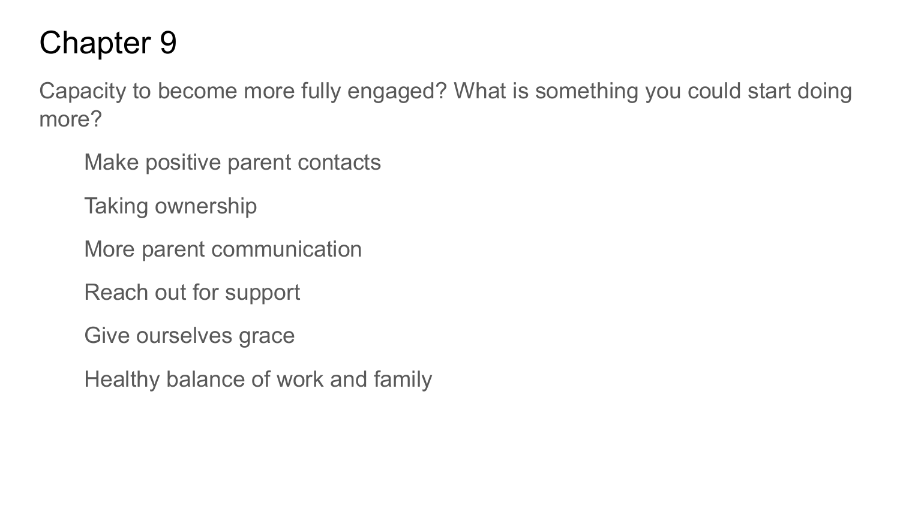# Chapter 9

Capacity to become more fully engaged? What is something you could start doing more?

- Make positive parent contacts
- Taking ownership
- More parent communication
- Reach out for support
- Give ourselves grace
- Healthy balance of work and family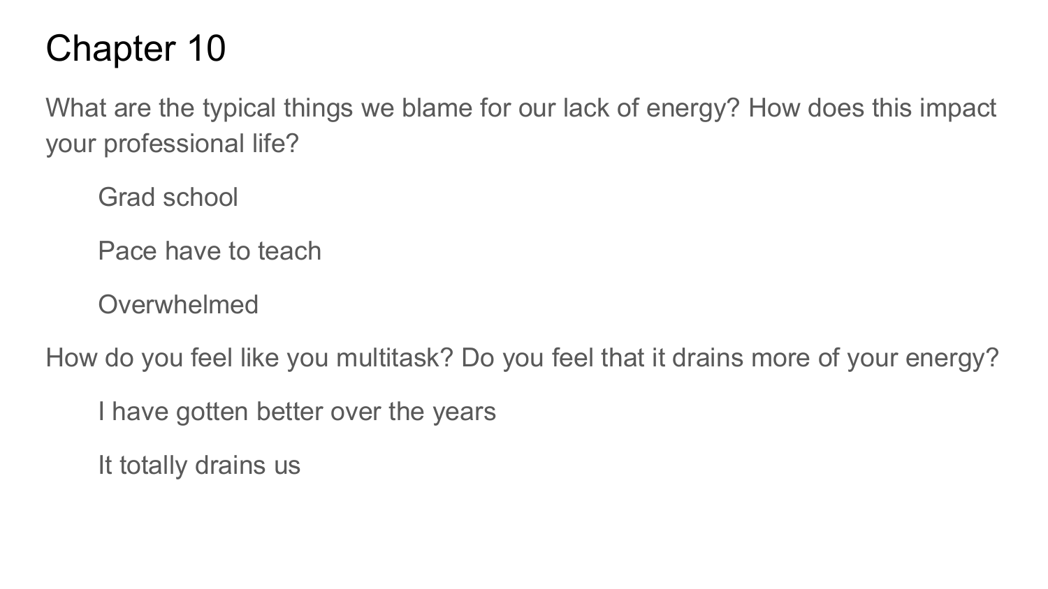# Chapter 10

What are the typical things we blame for our lack of energy? How does this impact your professional life?

- Grad school
- Pace have to teach
- Overwhelmed

How do you feel like you multitask? Do you feel that it drains more of your energy?

- I have gotten better over the years
- It totally drains us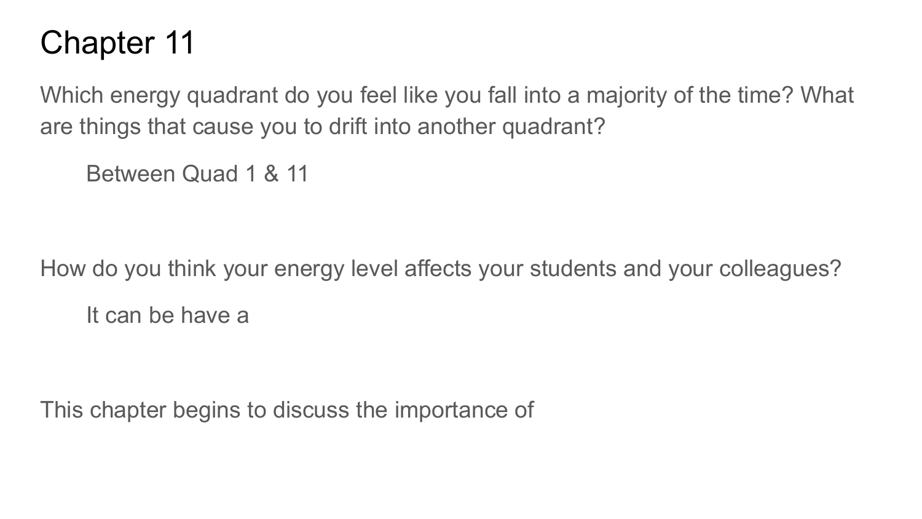# Chapter 11

Which energy quadrant do you feel like you fall into a majority of the time? What are things that cause you to drift into another quadrant?

Between Quad 1 & 11

How do you think your energy level affects your students and your colleagues?

It can be have a

This chapter begins to discuss the importance of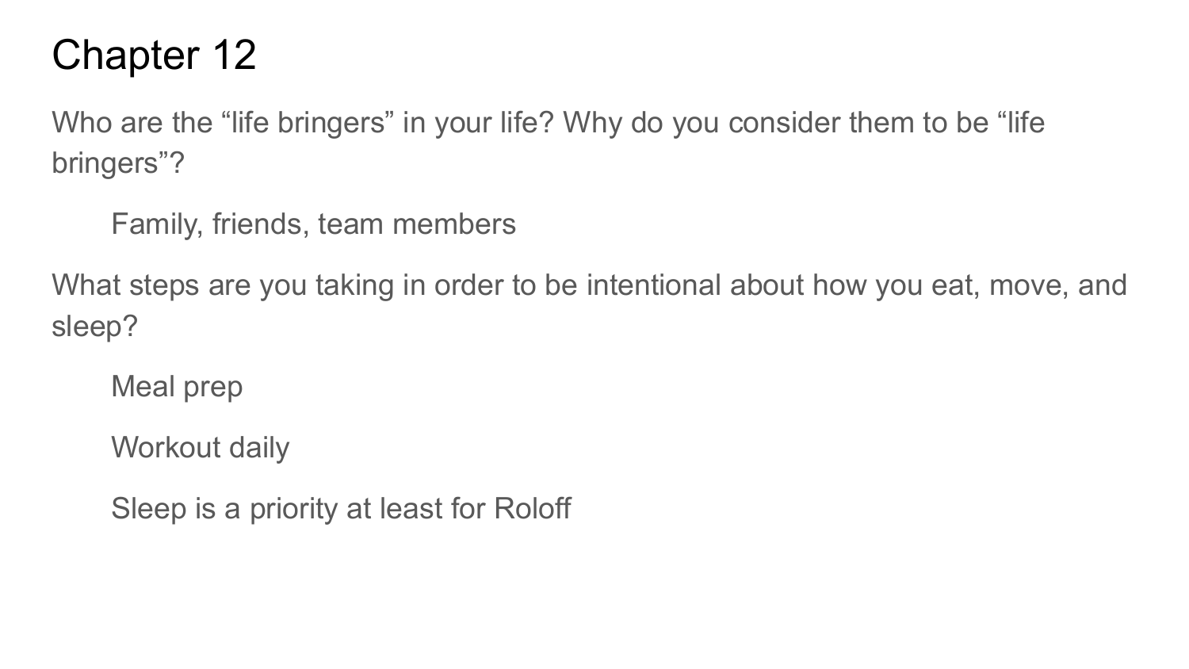# Chapter 12

Who are the “life bringers” in your life? Why do you consider them to be “life bringers”?

> Family, friends, team members

What steps are you taking in order to be intentional about how you eat, move, and sleep?

> Meal prep
>
> Workout daily
>
> Sleep is a priority at least for Roloff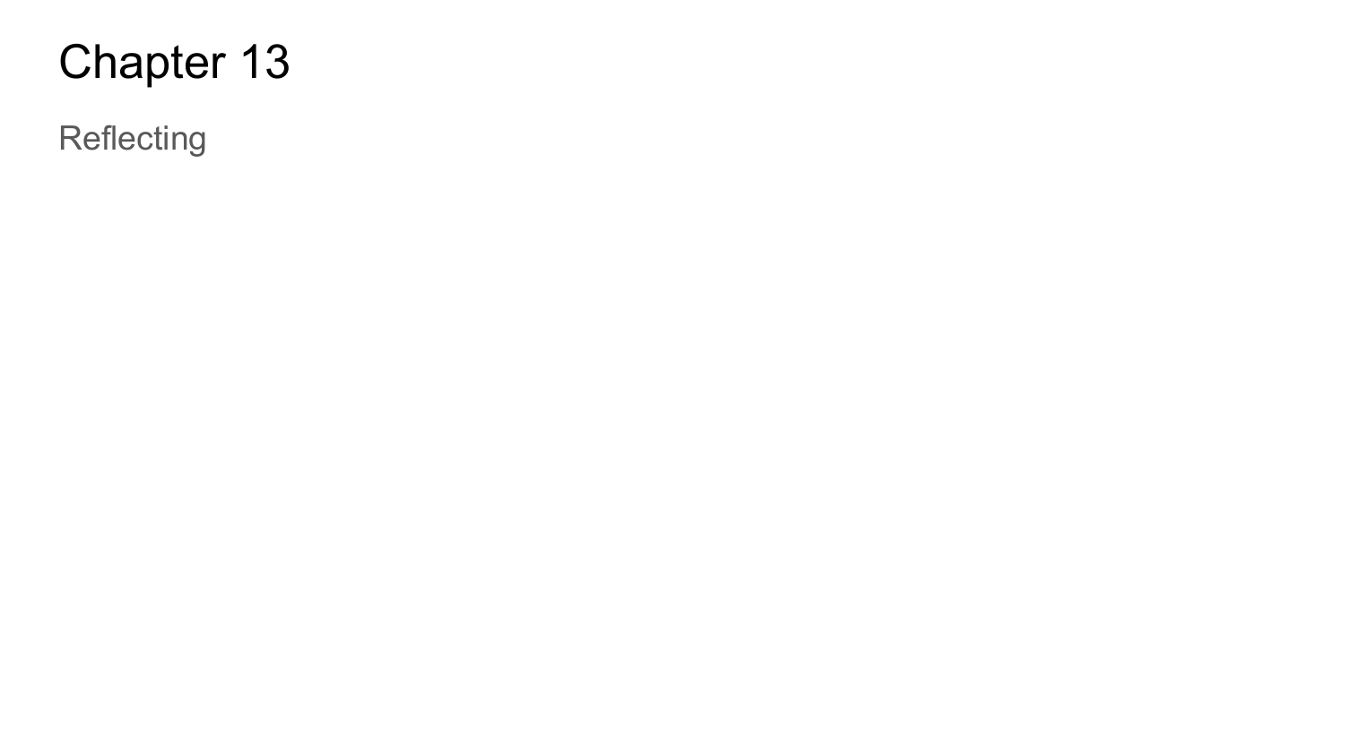# Chapter 13

Reflecting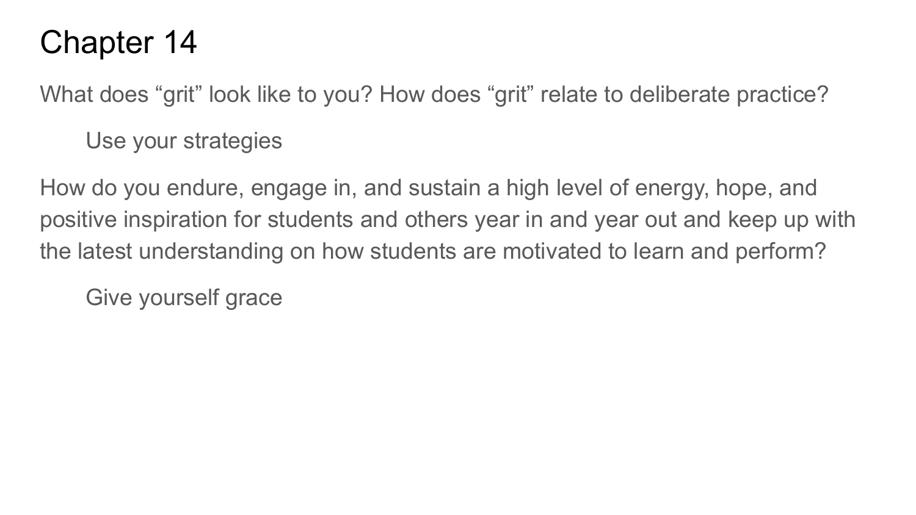# Chapter 14

What does “grit” look like to you? How does “grit” relate to deliberate practice?

- Use your strategies

How do you endure, engage in, and sustain a high level of energy, hope, and positive inspiration for students and others year in and year out and keep up with the latest understanding on how students are motivated to learn and perform?

- Give yourself grace